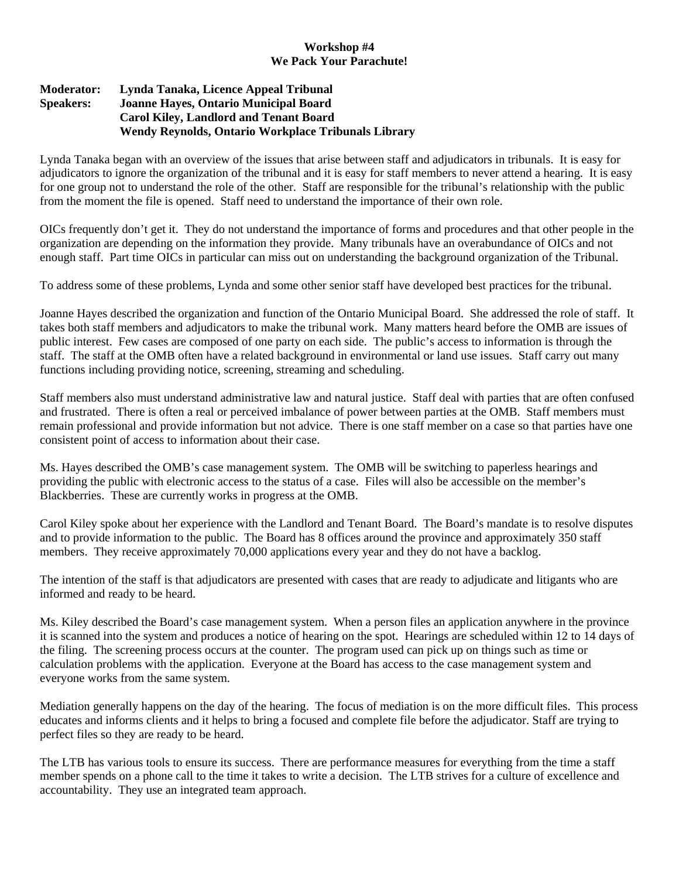**Workshop #4**
**We Pack Your Parachute!**

**Moderator:** **Lynda Tanaka, Licence Appeal Tribunal**
**Speakers:** **Joanne Hayes, Ontario Municipal Board**
**Carol Kiley, Landlord and Tenant Board**
**Wendy Reynolds, Ontario Workplace Tribunals Library**

Lynda Tanaka began with an overview of the issues that arise between staff and adjudicators in tribunals. It is easy for adjudicators to ignore the organization of the tribunal and it is easy for staff members to never attend a hearing. It is easy for one group not to understand the role of the other. Staff are responsible for the tribunal's relationship with the public from the moment the file is opened. Staff need to understand the importance of their own role.

OICs frequently don't get it. They do not understand the importance of forms and procedures and that other people in the organization are depending on the information they provide. Many tribunals have an overabundance of OICs and not enough staff. Part time OICs in particular can miss out on understanding the background organization of the Tribunal.

To address some of these problems, Lynda and some other senior staff have developed best practices for the tribunal.

Joanne Hayes described the organization and function of the Ontario Municipal Board. She addressed the role of staff. It takes both staff members and adjudicators to make the tribunal work. Many matters heard before the OMB are issues of public interest. Few cases are composed of one party on each side. The public's access to information is through the staff. The staff at the OMB often have a related background in environmental or land use issues. Staff carry out many functions including providing notice, screening, streaming and scheduling.

Staff members also must understand administrative law and natural justice. Staff deal with parties that are often confused and frustrated. There is often a real or perceived imbalance of power between parties at the OMB. Staff members must remain professional and provide information but not advice. There is one staff member on a case so that parties have one consistent point of access to information about their case.

Ms. Hayes described the OMB's case management system. The OMB will be switching to paperless hearings and providing the public with electronic access to the status of a case. Files will also be accessible on the member's Blackberries. These are currently works in progress at the OMB.

Carol Kiley spoke about her experience with the Landlord and Tenant Board. The Board's mandate is to resolve disputes and to provide information to the public. The Board has 8 offices around the province and approximately 350 staff members. They receive approximately 70,000 applications every year and they do not have a backlog.

The intention of the staff is that adjudicators are presented with cases that are ready to adjudicate and litigants who are informed and ready to be heard.

Ms. Kiley described the Board's case management system. When a person files an application anywhere in the province it is scanned into the system and produces a notice of hearing on the spot. Hearings are scheduled within 12 to 14 days of the filing. The screening process occurs at the counter. The program used can pick up on things such as time or calculation problems with the application. Everyone at the Board has access to the case management system and everyone works from the same system.

Mediation generally happens on the day of the hearing. The focus of mediation is on the more difficult files. This process educates and informs clients and it helps to bring a focused and complete file before the adjudicator. Staff are trying to perfect files so they are ready to be heard.

The LTB has various tools to ensure its success. There are performance measures for everything from the time a staff member spends on a phone call to the time it takes to write a decision. The LTB strives for a culture of excellence and accountability. They use an integrated team approach.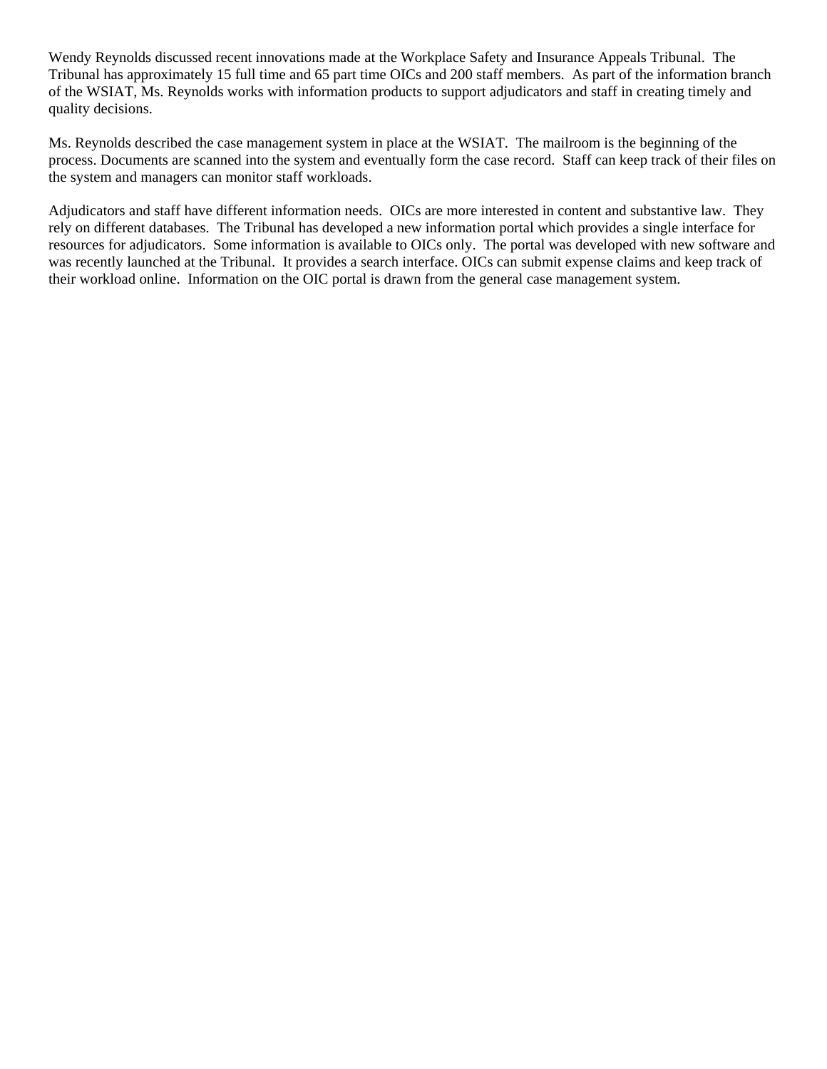Wendy Reynolds discussed recent innovations made at the Workplace Safety and Insurance Appeals Tribunal. The Tribunal has approximately 15 full time and 65 part time OICs and 200 staff members. As part of the information branch of the WSIAT, Ms. Reynolds works with information products to support adjudicators and staff in creating timely and quality decisions.

Ms. Reynolds described the case management system in place at the WSIAT. The mailroom is the beginning of the process. Documents are scanned into the system and eventually form the case record. Staff can keep track of their files on the system and managers can monitor staff workloads.

Adjudicators and staff have different information needs. OICs are more interested in content and substantive law. They rely on different databases. The Tribunal has developed a new information portal which provides a single interface for resources for adjudicators. Some information is available to OICs only. The portal was developed with new software and was recently launched at the Tribunal. It provides a search interface. OICs can submit expense claims and keep track of their workload online. Information on the OIC portal is drawn from the general case management system.